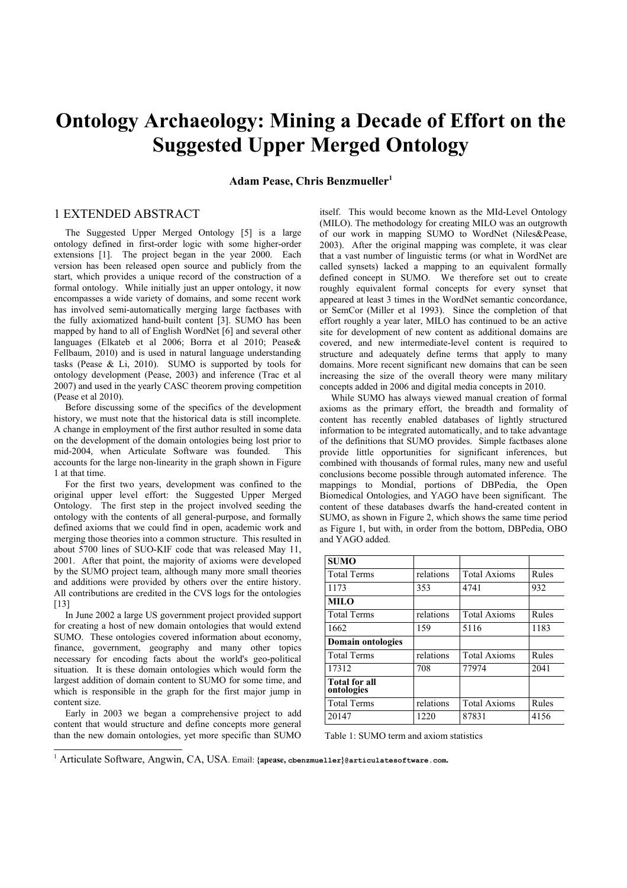# Ontology Archaeology: Mining a Decade of Effort on the Suggested Upper Merged Ontology

**Adam Pease, Chris Benzmueller[1]**

## 1 EXTENDED ABSTRACT

The Suggested Upper Merged Ontology [5] is a large ontology defined in first-order logic with some higher-order extensions [1]. The project began in the year 2000. Each version has been released open source and publicly from the start, which provides a unique record of the construction of a formal ontology. While initially just an upper ontology, it now encompasses a wide variety of domains, and some recent work has involved semi-automatically merging large factbases with the fully axiomatized hand-built content [3]. SUMO has been mapped by hand to all of English WordNet [6] and several other languages (Elkateb et al 2006; Borra et al 2010; Pease& Fellbaum, 2010) and is used in natural language understanding tasks (Pease & Li, 2010). SUMO is supported by tools for ontology development (Pease, 2003) and inference (Trac et al 2007) and used in the yearly CASC theorem proving competition (Pease et al 2010).

Before discussing some of the specifics of the development history, we must note that the historical data is still incomplete. A change in employment of the first author resulted in some data on the development of the domain ontologies being lost prior to mid-2004, when Articulate Software was founded. This accounts for the large non-linearity in the graph shown in Figure 1 at that time.

For the first two years, development was confined to the original upper level effort: the Suggested Upper Merged Ontology. The first step in the project involved seeding the ontology with the contents of all general-purpose, and formally defined axioms that we could find in open, academic work and merging those theories into a common structure. This resulted in about 5700 lines of SUO-KIF code that was released May 11, 2001. After that point, the majority of axioms were developed by the SUMO project team, although many more small theories and additions were provided by others over the entire history. All contributions are credited in the CVS logs for the ontologies [13]

In June 2002 a large US government project provided support for creating a host of new domain ontologies that would extend SUMO. These ontologies covered information about economy, finance, government, geography and many other topics necessary for encoding facts about the world's geo-political situation. It is these domain ontologies which would form the largest addition of domain content to SUMO for some time, and which is responsible in the graph for the first major jump in content size.

Early in 2003 we began a comprehensive project to add content that would structure and define concepts more general than the new domain ontologies, yet more specific than SUMO itself. This would become known as the MId-Level Ontology (MILO). The methodology for creating MILO was an outgrowth of our work in mapping SUMO to WordNet (Niles&Pease, 2003). After the original mapping was complete, it was clear that a vast number of linguistic terms (or what in WordNet are called synsets) lacked a mapping to an equivalent formally defined concept in SUMO. We therefore set out to create roughly equivalent formal concepts for every synset that appeared at least 3 times in the WordNet semantic concordance, or SemCor (Miller et al 1993). Since the completion of that effort roughly a year later, MILO has continued to be an active site for development of new content as additional domains are covered, and new intermediate-level content is required to structure and adequately define terms that apply to many domains. More recent significant new domains that can be seen increasing the size of the overall theory were many military concepts added in 2006 and digital media concepts in 2010.

While SUMO has always viewed manual creation of formal axioms as the primary effort, the breadth and formality of content has recently enabled databases of lightly structured information to be integrated automatically, and to take advantage of the definitions that SUMO provides. Simple factbases alone provide little opportunities for significant inferences, but combined with thousands of formal rules, many new and useful conclusions become possible through automated inference. The mappings to Mondial, portions of DBPedia, the Open Biomedical Ontologies, and YAGO have been significant. The content of these databases dwarfs the hand-created content in SUMO, as shown in Figure 2, which shows the same time period as Figure 1, but with, in order from the bottom, DBPedia, OBO and YAGO added.

| **SUMO** | | | |
|---|---|---|---|
| Total Terms | relations | Total Axioms | Rules |
| 1173 | 353 | 4741 | 932 |
| **MILO** | | | |
| Total Terms | relations | Total Axioms | Rules |
| 1662 | 159 | 5116 | 1183 |
| **Domain ontologies** | | | |
| Total Terms | relations | Total Axioms | Rules |
| 17312 | 708 | 77974 | 2041 |
| **Total for all ontologies** | | | |
| Total Terms | relations | Total Axioms | Rules |
| 20147 | 1220 | 87831 | 4156 |

Table 1: SUMO term and axiom statistics

[1] Articulate Software, Angwin, CA, USA. Email: **{apease, cbenzmueller}@articulatesoftware.com.**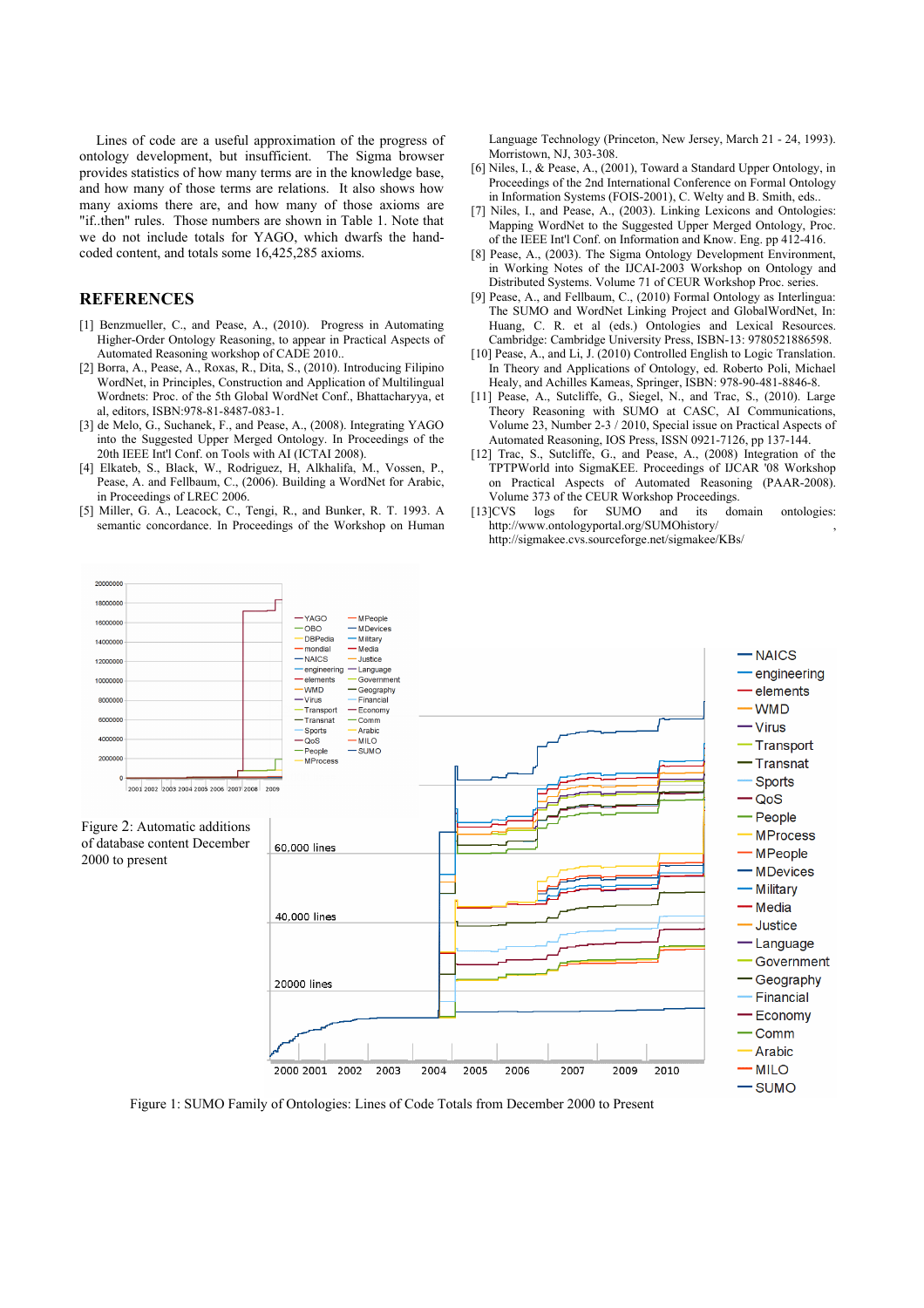Lines of code are a useful approximation of the progress of ontology development, but insufficient. The Sigma browser provides statistics of how many terms are in the knowledge base, and how many of those terms are relations. It also shows how many axioms there are, and how many of those axioms are "if..then" rules. Those numbers are shown in Table 1. Note that we do not include totals for YAGO, which dwarfs the hand-coded content, and totals some 16,425,285 axioms.

## REFERENCES

[1] Benzmueller, C., and Pease, A., (2010). Progress in Automating Higher-Order Ontology Reasoning, to appear in Practical Aspects of Automated Reasoning workshop of CADE 2010..

[2] Borra, A., Pease, A., Roxas, R., Dita, S., (2010). Introducing Filipino WordNet, in Principles, Construction and Application of Multilingual Wordnets: Proc. of the 5th Global WordNet Conf., Bhattacharyya, et al, editors, ISBN:978-81-8487-083-1.

[3] de Melo, G., Suchanek, F., and Pease, A., (2008). Integrating YAGO into the Suggested Upper Merged Ontology. In Proceedings of the 20th IEEE Int'l Conf. on Tools with AI (ICTAI 2008).

[4] Elkateb, S., Black, W., Rodriguez, H, Alkhalifa, M., Vossen, P., Pease, A. and Fellbaum, C., (2006). Building a WordNet for Arabic, in Proceedings of LREC 2006.

[5] Miller, G. A., Leacock, C., Tengi, R., and Bunker, R. T. 1993. A semantic concordance. In Proceedings of the Workshop on Human Language Technology (Princeton, New Jersey, March 21 - 24, 1993). Morristown, NJ, 303-308.

[6] Niles, I., & Pease, A., (2001), Toward a Standard Upper Ontology, in Proceedings of the 2nd International Conference on Formal Ontology in Information Systems (FOIS-2001), C. Welty and B. Smith, eds..

[7] Niles, I., and Pease, A., (2003). Linking Lexicons and Ontologies: Mapping WordNet to the Suggested Upper Merged Ontology, Proc. of the IEEE Int'l Conf. on Information and Know. Eng. pp 412-416.

[8] Pease, A., (2003). The Sigma Ontology Development Environment, in Working Notes of the IJCAI-2003 Workshop on Ontology and Distributed Systems. Volume 71 of CEUR Workshop Proc. series.

[9] Pease, A., and Fellbaum, C., (2010) Formal Ontology as Interlingua: The SUMO and WordNet Linking Project and GlobalWordNet, In: Huang, C. R. et al (eds.) Ontologies and Lexical Resources. Cambridge: Cambridge University Press, ISBN-13: 9780521886598.

[10] Pease, A., and Li, J. (2010) Controlled English to Logic Translation. In Theory and Applications of Ontology, ed. Roberto Poli, Michael Healy, and Achilles Kameas, Springer, ISBN: 978-90-481-8846-8.

[11] Pease, A., Sutcliffe, G., Siegel, N., and Trac, S., (2010). Large Theory Reasoning with SUMO at CASC, AI Communications, Volume 23, Number 2-3 / 2010, Special issue on Practical Aspects of Automated Reasoning, IOS Press, ISSN 0921-7126, pp 137-144.

[12] Trac, S., Sutcliffe, G., and Pease, A., (2008) Integration of the TPTPWorld into SigmaKEE. Proceedings of IJCAR '08 Workshop on Practical Aspects of Automated Reasoning (PAAR-2008). Volume 373 of the CEUR Workshop Proceedings.

[13]CVS logs for SUMO and its domain ontologies: http://www.ontologyportal.org/SUMOhistory/ , http://sigmakee.cvs.sourceforge.net/sigmakee/KBs/

Figure 2: Automatic additions of database content December 2000 to present

Figure 1: SUMO Family of Ontologies: Lines of Code Totals from December 2000 to Present